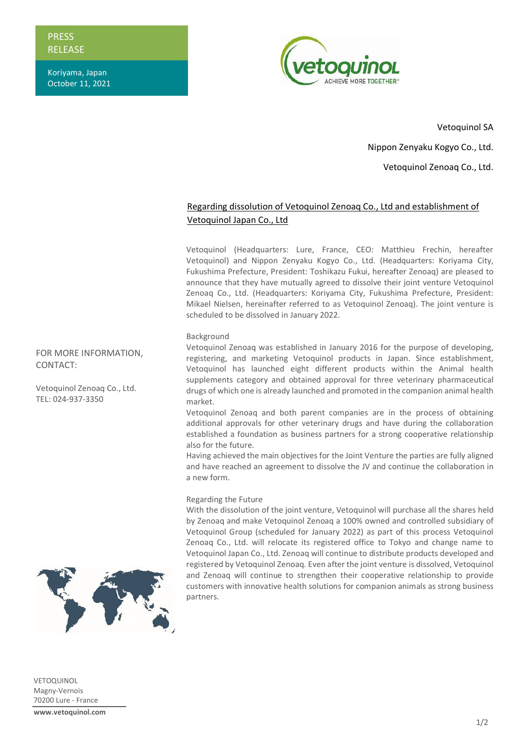PRESS RELEASE

Koriyama, Japan
October 11, 2021

Vetoquinol SA

Nippon Zenyaku Kogyo Co., Ltd.

Vetoquinol Zenoaq Co., Ltd.

## Regarding dissolution of Vetoquinol Zenoaq Co., Ltd and establishment of Vetoquinol Japan Co., Ltd

Vetoquinol (Headquarters: Lure, France, CEO: Matthieu Frechin, hereafter Vetoquinol) and Nippon Zenyaku Kogyo Co., Ltd. (Headquarters: Koriyama City, Fukushima Prefecture, President: Toshikazu Fukui, hereafter Zenoaq) are pleased to announce that they have mutually agreed to dissolve their joint venture Vetoquinol Zenoaq Co., Ltd. (Headquarters: Koriyama City, Fukushima Prefecture, President: Mikael Nielsen, hereinafter referred to as Vetoquinol Zenoaq). The joint venture is scheduled to be dissolved in January 2022.

### Background

Vetoquinol Zenoaq was established in January 2016 for the purpose of developing, registering, and marketing Vetoquinol products in Japan. Since establishment, Vetoquinol has launched eight different products within the Animal health supplements category and obtained approval for three veterinary pharmaceutical drugs of which one is already launched and promoted in the companion animal health market.

Vetoquinol Zenoaq and both parent companies are in the process of obtaining additional approvals for other veterinary drugs and have during the collaboration established a foundation as business partners for a strong cooperative relationship also for the future.

Having achieved the main objectives for the Joint Venture the parties are fully aligned and have reached an agreement to dissolve the JV and continue the collaboration in a new form.

### Regarding the Future

With the dissolution of the joint venture, Vetoquinol will purchase all the shares held by Zenoaq and make Vetoquinol Zenoaq a 100% owned and controlled subsidiary of Vetoquinol Group (scheduled for January 2022) as part of this process Vetoquinol Zenoaq Co., Ltd. will relocate its registered office to Tokyo and change name to Vetoquinol Japan Co., Ltd. Zenoaq will continue to distribute products developed and registered by Vetoquinol Zenoaq. Even after the joint venture is dissolved, Vetoquinol and Zenoaq will continue to strengthen their cooperative relationship to provide customers with innovative health solutions for companion animals as strong business partners.

FOR MORE INFORMATION, CONTACT:

Vetoquinol Zenoaq Co., Ltd.
TEL: 024-937-3350

VETOQUINOL
Magny-Vernois
70200 Lure - France

**www.vetoquinol.com**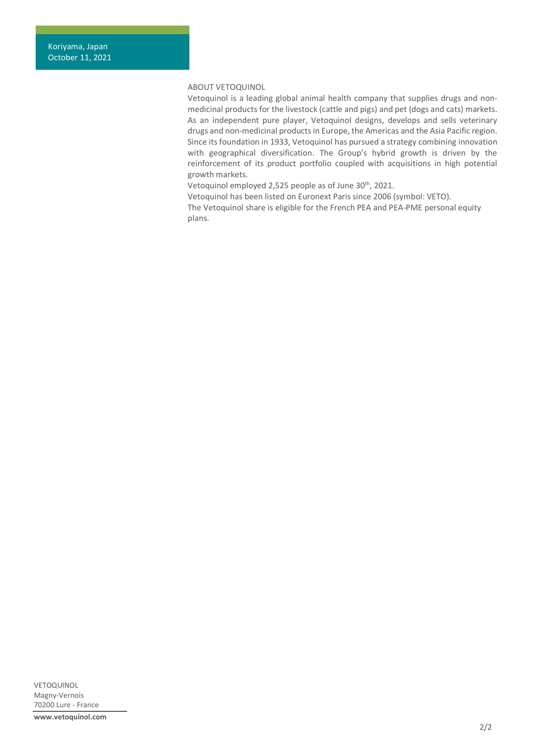Koriyama, Japan
October 11, 2021

ABOUT VETOQUINOL

Vetoquinol is a leading global animal health company that supplies drugs and non-medicinal products for the livestock (cattle and pigs) and pet (dogs and cats) markets. As an independent pure player, Vetoquinol designs, develops and sells veterinary drugs and non-medicinal products in Europe, the Americas and the Asia Pacific region. Since its foundation in 1933, Vetoquinol has pursued a strategy combining innovation with geographical diversification. The Group's hybrid growth is driven by the reinforcement of its product portfolio coupled with acquisitions in high potential growth markets.

Vetoquinol employed 2,525 people as of June 30th, 2021.

Vetoquinol has been listed on Euronext Paris since 2006 (symbol: VETO).

The Vetoquinol share is eligible for the French PEA and PEA-PME personal equity plans.

VETOQUINOL
Magny-Vernois
70200 Lure - France

**www.vetoquinol.com**